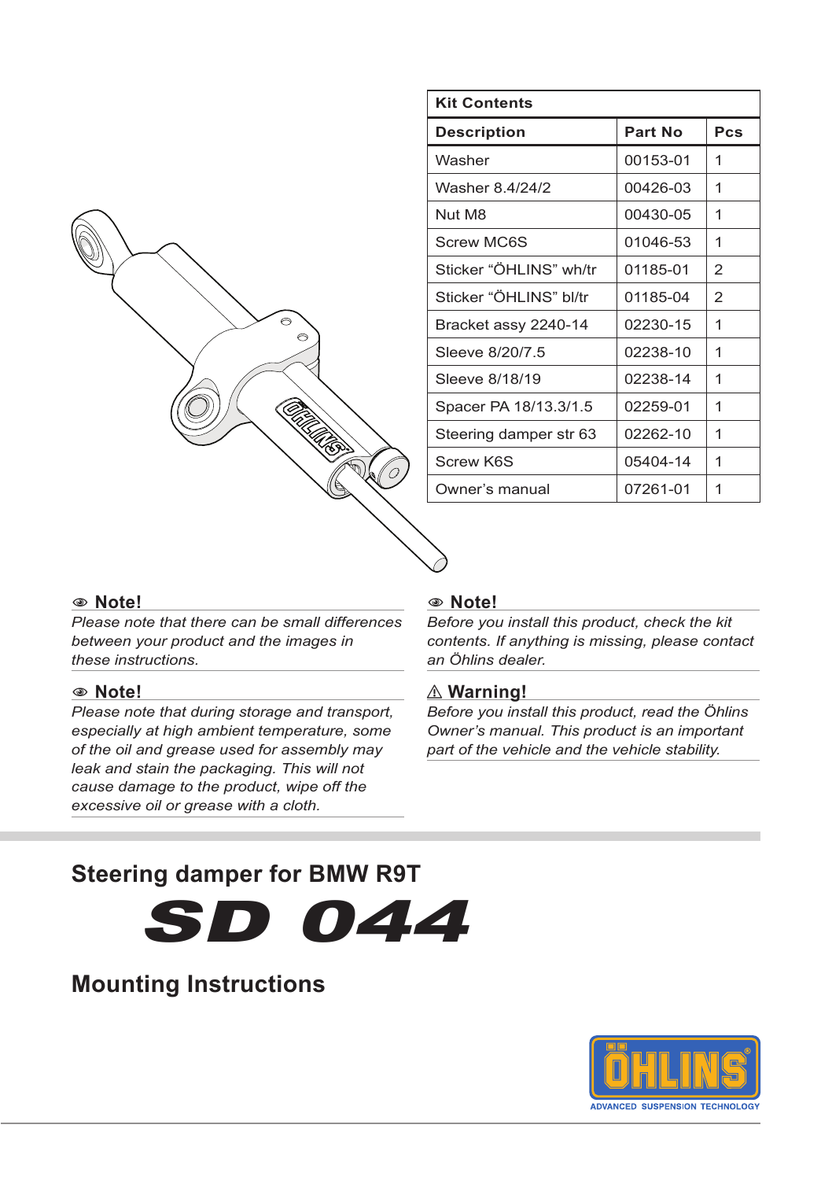| Kit Contents | | |
|---|---|---|
| **Description** | **Part No** | **Pcs** |
| Washer | 00153-01 | 1 |
| Washer 8.4/24/2 | 00426-03 | 1 |
| Nut M8 | 00430-05 | 1 |
| Screw MC6S | 01046-53 | 1 |
| Sticker “ÖHLINS” wh/tr | 01185-01 | 2 |
| Sticker “ÖHLINS” bl/tr | 01185-04 | 2 |
| Bracket assy 2240-14 | 02230-15 | 1 |
| Sleeve 8/20/7.5 | 02238-10 | 1 |
| Sleeve 8/18/19 | 02238-14 | 1 |
| Spacer PA 18/13.3/1.5 | 02259-01 | 1 |
| Steering damper str 63 | 02262-10 | 1 |
| Screw K6S | 05404-14 | 1 |
| Owner’s manual | 07261-01 | 1 |

### Note!

*Please note that there can be small differences between your product and the images in these instructions.*

### Note!

*Please note that during storage and transport, especially at high ambient temperature, some of the oil and grease used for assembly may leak and stain the packaging. This will not cause damage to the product, wipe off the excessive oil or grease with a cloth.*

### Note!

*Before you install this product, check the kit contents. If anything is missing, please contact an Öhlins dealer.*

### ⚠ Warning!

*Before you install this product, read the Öhlins Owner’s manual. This product is an important part of the vehicle and the vehicle stability.*

## Steering damper for BMW R9T

# SD 044

## Mounting Instructions

ÖHLINS
ADVANCED SUSPENSION TECHNOLOGY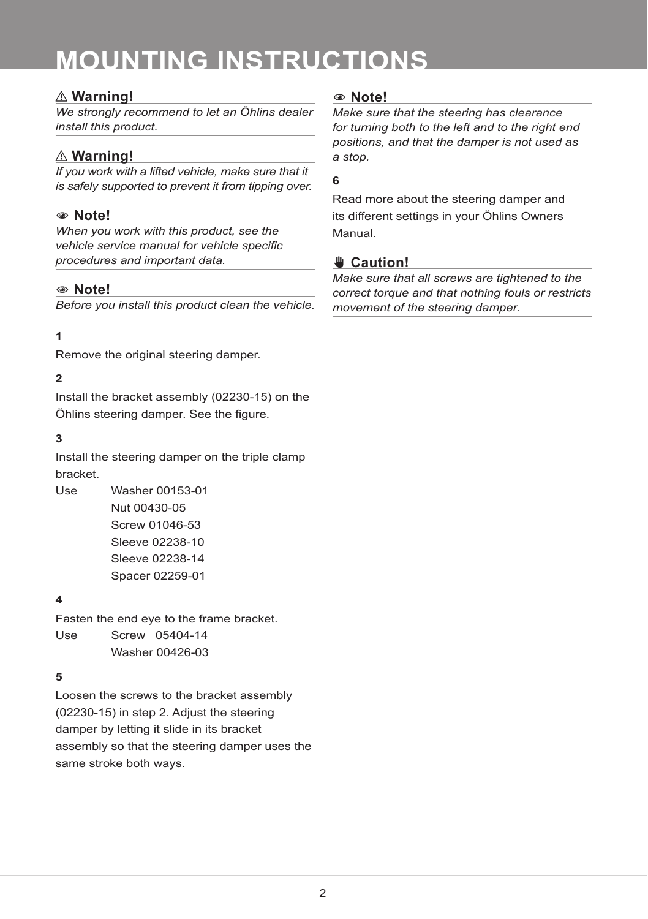# MOUNTING INSTRUCTIONS

**⚠ Warning!**

*We strongly recommend to let an Öhlins dealer install this product.*

**⚠ Warning!**

*If you work with a lifted vehicle, make sure that it is safely supported to prevent it from tipping over.*

**Note!**

*When you work with this product, see the vehicle service manual for vehicle specific procedures and important data.*

**Note!**

*Before you install this product clean the vehicle.*

**1**

Remove the original steering damper.

**2**

Install the bracket assembly (02230-15) on the Öhlins steering damper. See the figure.

**3**

Install the steering damper on the triple clamp bracket.

Use Washer 00153-01
Nut 00430-05
Screw 01046-53
Sleeve 02238-10
Sleeve 02238-14
Spacer 02259-01

**4**

Fasten the end eye to the frame bracket.

Use Screw 05404-14
Washer 00426-03

**5**

Loosen the screws to the bracket assembly (02230-15) in step 2. Adjust the steering damper by letting it slide in its bracket assembly so that the steering damper uses the same stroke both ways.

**Note!**

*Make sure that the steering has clearance for turning both to the left and to the right end positions, and that the damper is not used as a stop.*

**6**

Read more about the steering damper and its different settings in your Öhlins Owners Manual.

**Caution!**

*Make sure that all screws are tightened to the correct torque and that nothing fouls or restricts movement of the steering damper.*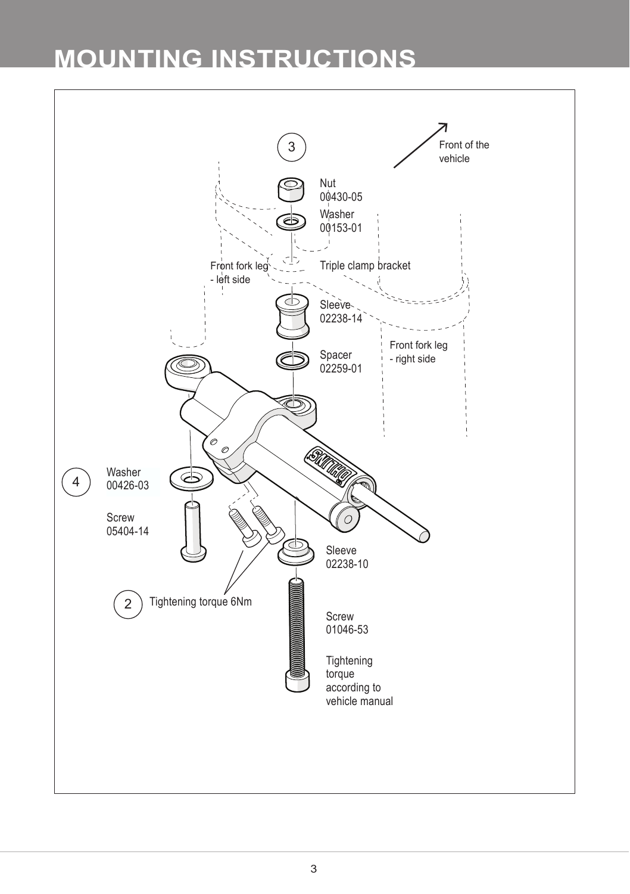# MOUNTING INSTRUCTIONS

3

Front of the vehicle

Nut
00430-05

Washer
00153-01

Triple clamp bracket

Front fork leg
- left side

Sleeve
02238-14

Spacer
02259-01

Front fork leg
- right side

4

Washer
00426-03

Screw
05404-14

Sleeve
02238-10

2

Tightening torque 6Nm

Screw
01046-53

Tightening torque according to vehicle manual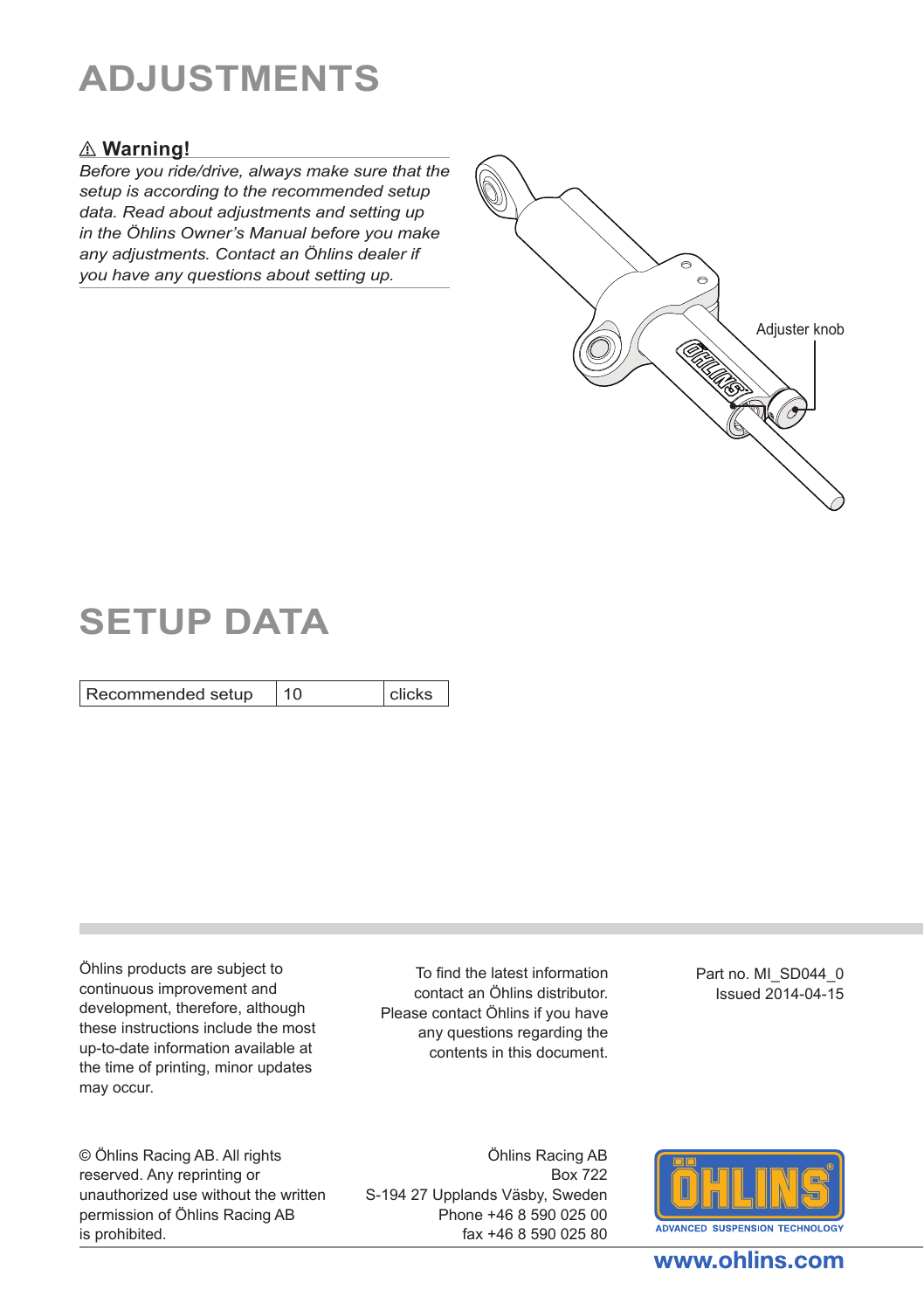# ADJUSTMENTS

⚠ **Warning!**

*Before you ride/drive, always make sure that the setup is according to the recommended setup data. Read about adjustments and setting up in the Öhlins Owner's Manual before you make any adjustments. Contact an Öhlins dealer if you have any questions about setting up.*

Adjuster knob

# SETUP DATA

| | | |
|---|---|---|
| Recommended setup | 10 | clicks |

Öhlins products are subject to continuous improvement and development, therefore, although these instructions include the most up-to-date information available at the time of printing, minor updates may occur.

To find the latest information contact an Öhlins distributor. Please contact Öhlins if you have any questions regarding the contents in this document.

Part no. MI_SD044_0
Issued 2014-04-15

© Öhlins Racing AB. All rights reserved. Any reprinting or unauthorized use without the written permission of Öhlins Racing AB is prohibited.

Öhlins Racing AB
Box 722
S-194 27 Upplands Väsby, Sweden
Phone +46 8 590 025 00
fax +46 8 590 025 80

ÖHLINS
ADVANCED SUSPENSION TECHNOLOGY

www.ohlins.com